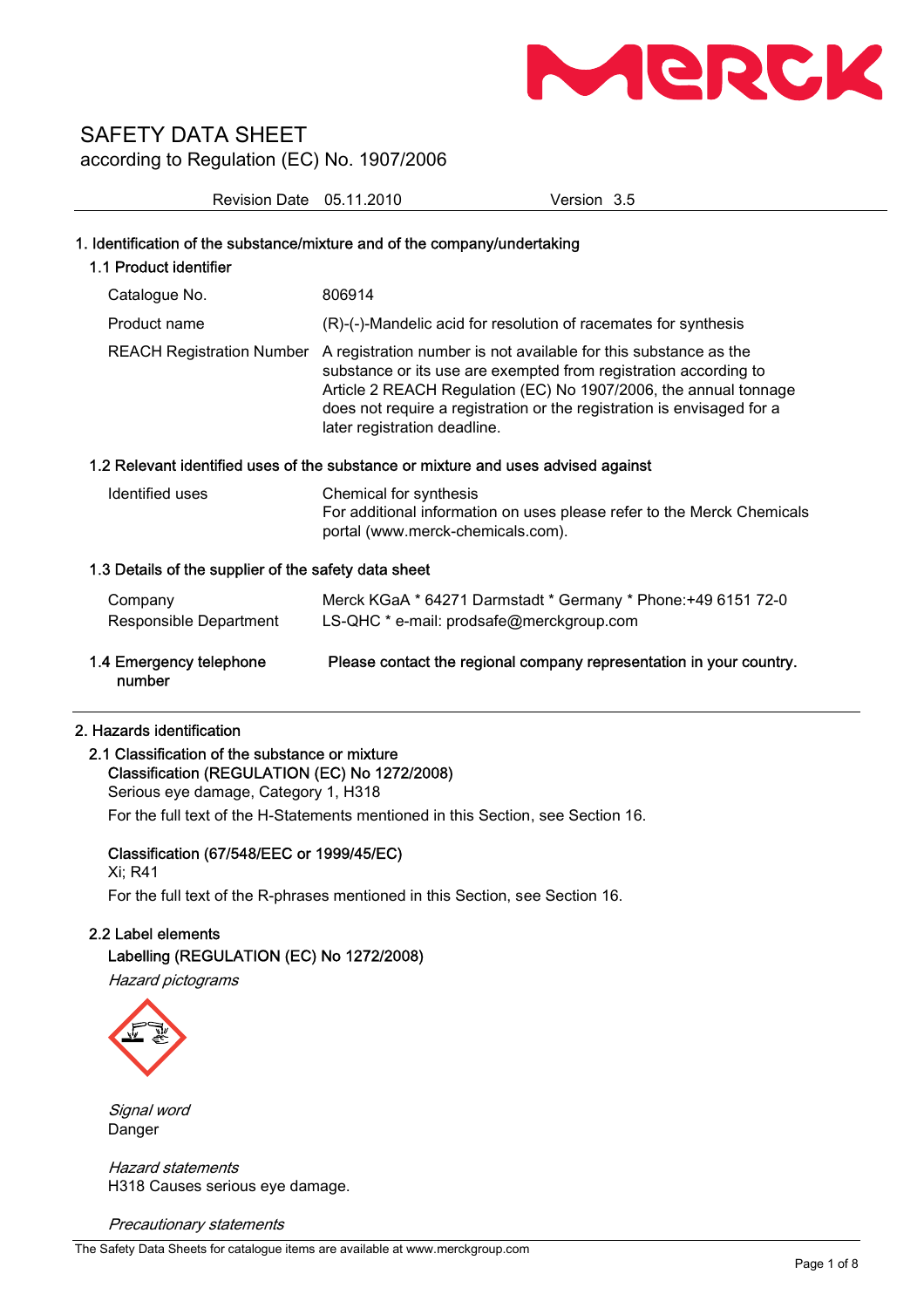# SAFETY DATA SHEET

according to Regulation (EC) No. 1907/2006

Revision Date 05.11.2010 Version 3.5

## 1. Identification of the substance/mixture and of the company/undertaking

### 1.1 Product identifier

| | |
|---|---|
| Catalogue No. | 806914 |
| Product name | (R)-(-)-Mandelic acid for resolution of racemates for synthesis |
| REACH Registration Number | A registration number is not available for this substance as the substance or its use are exempted from registration according to Article 2 REACH Regulation (EC) No 1907/2006, the annual tonnage does not require a registration or the registration is envisaged for a later registration deadline. |

### 1.2 Relevant identified uses of the substance or mixture and uses advised against

| | |
|---|---|
| Identified uses | Chemical for synthesis<br>For additional information on uses please refer to the Merck Chemicals portal (www.merck-chemicals.com). |

### 1.3 Details of the supplier of the safety data sheet

| | |
|---|---|
| Company | Merck KGaA * 64271 Darmstadt * Germany * Phone:+49 6151 72-0 |
| Responsible Department | LS-QHC * e-mail: prodsafe@merckgroup.com |

### 1.4 Emergency telephone number

**Please contact the regional company representation in your country.**

## 2. Hazards identification

### 2.1 Classification of the substance or mixture

**Classification (REGULATION (EC) No 1272/2008)**

Serious eye damage, Category 1, H318

For the full text of the H-Statements mentioned in this Section, see Section 16.

**Classification (67/548/EEC or 1999/45/EC)**

Xi; R41

For the full text of the R-phrases mentioned in this Section, see Section 16.

### 2.2 Label elements

**Labelling (REGULATION (EC) No 1272/2008)**

*Hazard pictograms*

*Signal word*

Danger

*Hazard statements*

H318 Causes serious eye damage.

*Precautionary statements*

The Safety Data Sheets for catalogue items are available at www.merckgroup.com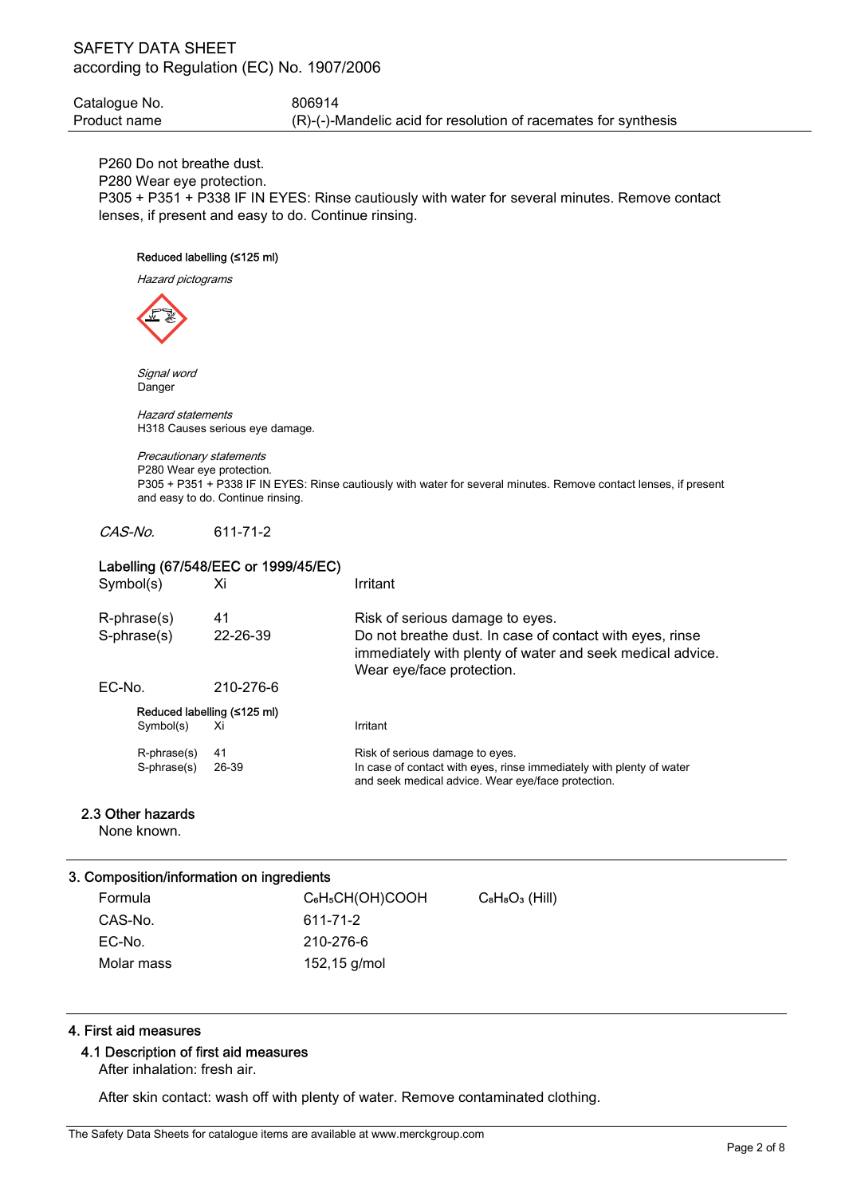P260 Do not breathe dust.
P280 Wear eye protection.
P305 + P351 + P338 IF IN EYES: Rinse cautiously with water for several minutes. Remove contact lenses, if present and easy to do. Continue rinsing.

Reduced labelling (≤125 ml)

*Hazard pictograms*

*Signal word*
Danger

*Hazard statements*
H318 Causes serious eye damage.

*Precautionary statements*
P280 Wear eye protection.
P305 + P351 + P338 IF IN EYES: Rinse cautiously with water for several minutes. Remove contact lenses, if present and easy to do. Continue rinsing.

*CAS-No.* 611-71-2

Labelling (67/548/EEC or 1999/45/EC)

| | | |
|---|---|---|
| Symbol(s) | Xi | Irritant |
| R-phrase(s) | 41 | Risk of serious damage to eyes. |
| S-phrase(s) | 22-26-39 | Do not breathe dust. In case of contact with eyes, rinse immediately with plenty of water and seek medical advice. Wear eye/face protection. |
| EC-No. | 210-276-6 | |

Reduced labelling (≤125 ml)

| | | |
|---|---|---|
| Symbol(s) | Xi | Irritant |
| R-phrase(s) | 41 | Risk of serious damage to eyes. |
| S-phrase(s) | 26-39 | In case of contact with eyes, rinse immediately with plenty of water and seek medical advice. Wear eye/face protection. |

## 2.3 Other hazards

None known.

# 3. Composition/information on ingredients

| | | |
|---|---|---|
| Formula | $C_6H_5CH(OH)COOH$ | $C_8H_8O_3$ (Hill) |
| CAS-No. | 611-71-2 | |
| EC-No. | 210-276-6 | |
| Molar mass | 152,15 g/mol | |

# 4. First aid measures

## 4.1 Description of first aid measures

After inhalation: fresh air.

After skin contact: wash off with plenty of water. Remove contaminated clothing.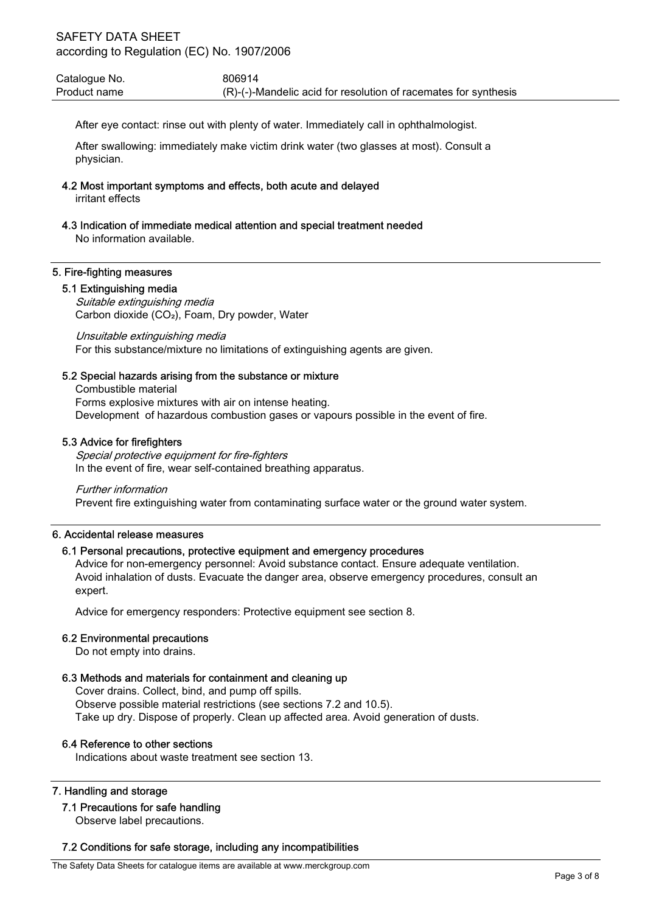After eye contact: rinse out with plenty of water. Immediately call in ophthalmologist.

After swallowing: immediately make victim drink water (two glasses at most). Consult a physician.

### 4.2 Most important symptoms and effects, both acute and delayed

irritant effects

### 4.3 Indication of immediate medical attention and special treatment needed

No information available.

## 5. Fire-fighting measures

### 5.1 Extinguishing media

*Suitable extinguishing media*

Carbon dioxide ($CO_2$), Foam, Dry powder, Water

*Unsuitable extinguishing media*

For this substance/mixture no limitations of extinguishing agents are given.

### 5.2 Special hazards arising from the substance or mixture

Combustible material

Forms explosive mixtures with air on intense heating.

Development of hazardous combustion gases or vapours possible in the event of fire.

### 5.3 Advice for firefighters

*Special protective equipment for fire-fighters*

In the event of fire, wear self-contained breathing apparatus.

*Further information*

Prevent fire extinguishing water from contaminating surface water or the ground water system.

## 6. Accidental release measures

### 6.1 Personal precautions, protective equipment and emergency procedures

Advice for non-emergency personnel: Avoid substance contact. Ensure adequate ventilation. Avoid inhalation of dusts. Evacuate the danger area, observe emergency procedures, consult an expert.

Advice for emergency responders: Protective equipment see section 8.

### 6.2 Environmental precautions

Do not empty into drains.

### 6.3 Methods and materials for containment and cleaning up

Cover drains. Collect, bind, and pump off spills.

Observe possible material restrictions (see sections 7.2 and 10.5).

Take up dry. Dispose of properly. Clean up affected area. Avoid generation of dusts.

### 6.4 Reference to other sections

Indications about waste treatment see section 13.

## 7. Handling and storage

### 7.1 Precautions for safe handling

Observe label precautions.

### 7.2 Conditions for safe storage, including any incompatibilities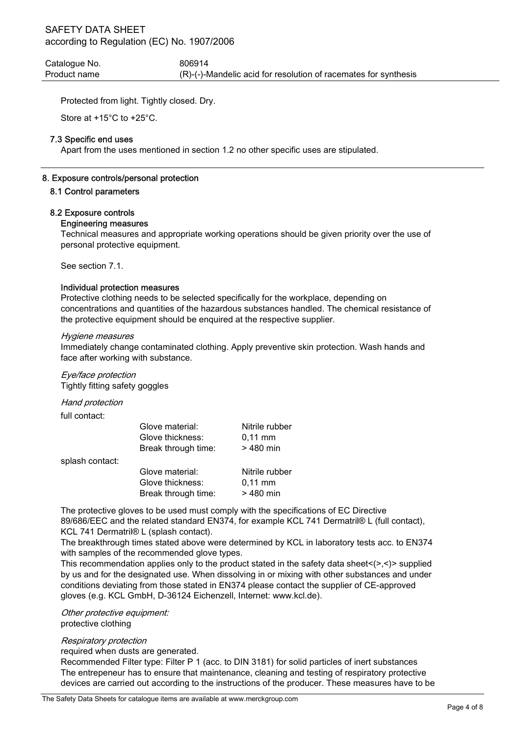Protected from light. Tightly closed. Dry.

Store at +15°C to +25°C.

### 7.3 Specific end uses

Apart from the uses mentioned in section 1.2 no other specific uses are stipulated.

## 8. Exposure controls/personal protection

### 8.1 Control parameters

### 8.2 Exposure controls

**Engineering measures**

Technical measures and appropriate working operations should be given priority over the use of personal protective equipment.

See section 7.1.

**Individual protection measures**

Protective clothing needs to be selected specifically for the workplace, depending on concentrations and quantities of the hazardous substances handled. The chemical resistance of the protective equipment should be enquired at the respective supplier.

*Hygiene measures*

Immediately change contaminated clothing. Apply preventive skin protection. Wash hands and face after working with substance.

*Eye/face protection*

Tightly fitting safety goggles

*Hand protection*

full contact:

| | |
|---|---|
| Glove material: | Nitrile rubber |
| Glove thickness: | 0,11 mm |
| Break through time: | > 480 min |

splash contact:

| | |
|---|---|
| Glove material: | Nitrile rubber |
| Glove thickness: | 0,11 mm |
| Break through time: | > 480 min |

The protective gloves to be used must comply with the specifications of EC Directive 89/686/EEC and the related standard EN374, for example KCL 741 Dermatril® L (full contact), KCL 741 Dermatril® L (splash contact).

The breakthrough times stated above were determined by KCL in laboratory tests acc. to EN374 with samples of the recommended glove types.

This recommendation applies only to the product stated in the safety data sheet<(>,<)> supplied by us and for the designated use. When dissolving in or mixing with other substances and under conditions deviating from those stated in EN374 please contact the supplier of CE-approved gloves (e.g. KCL GmbH, D-36124 Eichenzell, Internet: www.kcl.de).

*Other protective equipment:*

protective clothing

*Respiratory protection*

required when dusts are generated.

Recommended Filter type: Filter P 1 (acc. to DIN 3181) for solid particles of inert substances

The entrepeneur has to ensure that maintenance, cleaning and testing of respiratory protective devices are carried out according to the instructions of the producer. These measures have to be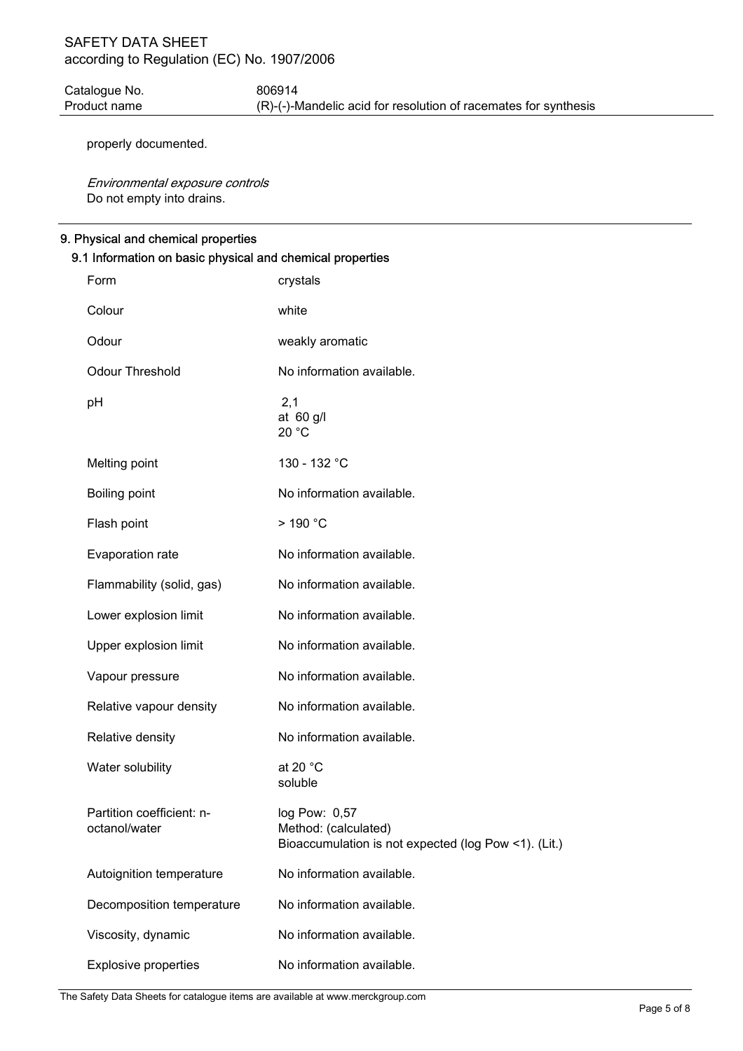properly documented.

*Environmental exposure controls*

Do not empty into drains.

## 9. Physical and chemical properties

### 9.1 Information on basic physical and chemical properties

| | |
|---|---|
| Form | crystals |
| Colour | white |
| Odour | weakly aromatic |
| Odour Threshold | No information available. |
| pH | 2,1<br>at 60 g/l<br>20 °C |
| Melting point | 130 - 132 °C |
| Boiling point | No information available. |
| Flash point | > 190 °C |
| Evaporation rate | No information available. |
| Flammability (solid, gas) | No information available. |
| Lower explosion limit | No information available. |
| Upper explosion limit | No information available. |
| Vapour pressure | No information available. |
| Relative vapour density | No information available. |
| Relative density | No information available. |
| Water solubility | at 20 °C<br>soluble |
| Partition coefficient: n-octanol/water | log Pow: 0,57<br>Method: (calculated)<br>Bioaccumulation is not expected (log Pow <1). (Lit.) |
| Autoignition temperature | No information available. |
| Decomposition temperature | No information available. |
| Viscosity, dynamic | No information available. |
| Explosive properties | No information available. |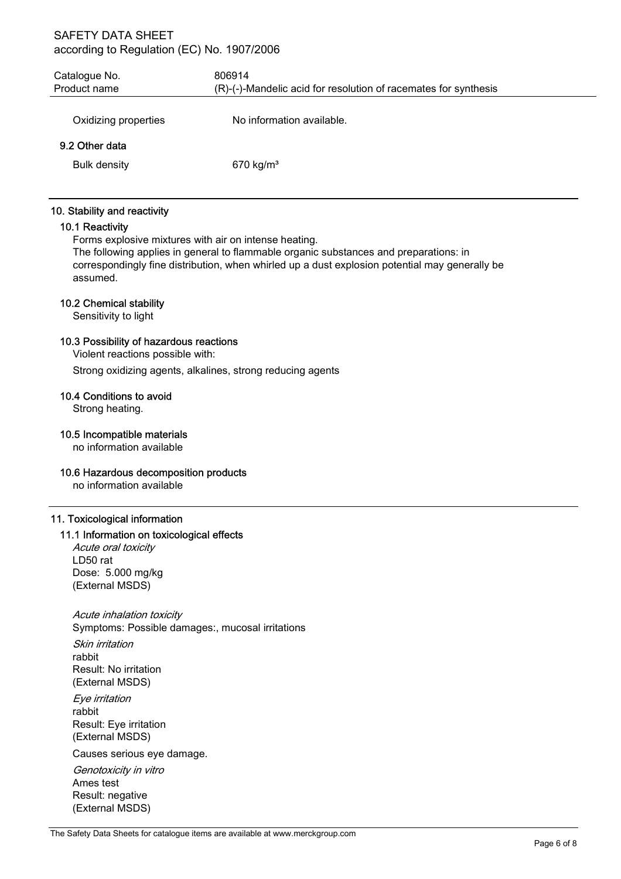| | |
|---|---|
| Oxidizing properties | No information available. |

### 9.2 Other data

| | |
|---|---|
| Bulk density | 670 kg/m³ |

## 10. Stability and reactivity

### 10.1 Reactivity

Forms explosive mixtures with air on intense heating.
The following applies in general to flammable organic substances and preparations: in correspondingly fine distribution, when whirled up a dust explosion potential may generally be assumed.

### 10.2 Chemical stability

Sensitivity to light

### 10.3 Possibility of hazardous reactions

Violent reactions possible with:

Strong oxidizing agents, alkalines, strong reducing agents

### 10.4 Conditions to avoid

Strong heating.

### 10.5 Incompatible materials

no information available

### 10.6 Hazardous decomposition products

no information available

## 11. Toxicological information

### 11.1 Information on toxicological effects

*Acute oral toxicity*
LD50 rat
Dose: 5.000 mg/kg
(External MSDS)

*Acute inhalation toxicity*
Symptoms: Possible damages:, mucosal irritations

*Skin irritation*
rabbit
Result: No irritation
(External MSDS)

*Eye irritation*
rabbit
Result: Eye irritation
(External MSDS)

Causes serious eye damage.

*Genotoxicity in vitro*
Ames test
Result: negative
(External MSDS)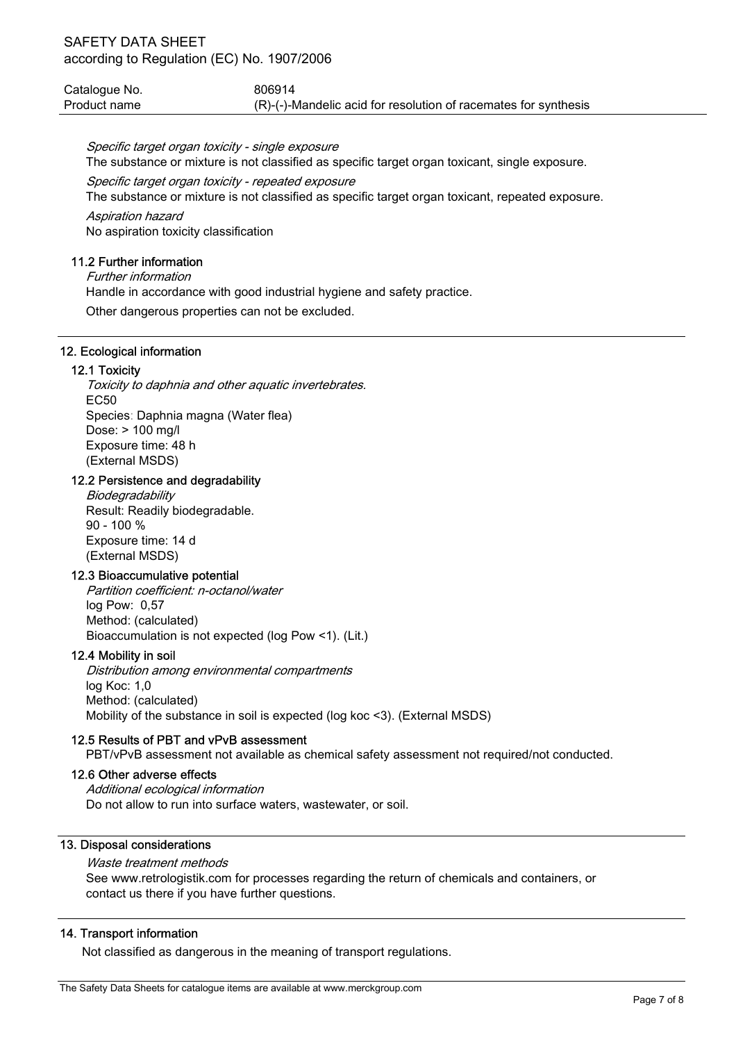*Specific target organ toxicity - single exposure*

The substance or mixture is not classified as specific target organ toxicant, single exposure.

*Specific target organ toxicity - repeated exposure*

The substance or mixture is not classified as specific target organ toxicant, repeated exposure.

*Aspiration hazard*

No aspiration toxicity classification

### 11.2 Further information

*Further information*

Handle in accordance with good industrial hygiene and safety practice.

Other dangerous properties can not be excluded.

## 12. Ecological information

### 12.1 Toxicity

*Toxicity to daphnia and other aquatic invertebrates.*

EC50
Species: Daphnia magna (Water flea)
Dose: > 100 mg/l
Exposure time: 48 h
(External MSDS)

### 12.2 Persistence and degradability

*Biodegradability*

Result: Readily biodegradable.
90 - 100 %
Exposure time: 14 d
(External MSDS)

### 12.3 Bioaccumulative potential

*Partition coefficient: n-octanol/water*

log Pow: 0,57
Method: (calculated)
Bioaccumulation is not expected (log Pow <1). (Lit.)

### 12.4 Mobility in soil

*Distribution among environmental compartments*

log Koc: 1,0
Method: (calculated)
Mobility of the substance in soil is expected (log koc <3). (External MSDS)

### 12.5 Results of PBT and vPvB assessment

PBT/vPvB assessment not available as chemical safety assessment not required/not conducted.

### 12.6 Other adverse effects

*Additional ecological information*

Do not allow to run into surface waters, wastewater, or soil.

## 13. Disposal considerations

*Waste treatment methods*

See www.retrologistik.com for processes regarding the return of chemicals and containers, or contact us there if you have further questions.

## 14. Transport information

Not classified as dangerous in the meaning of transport regulations.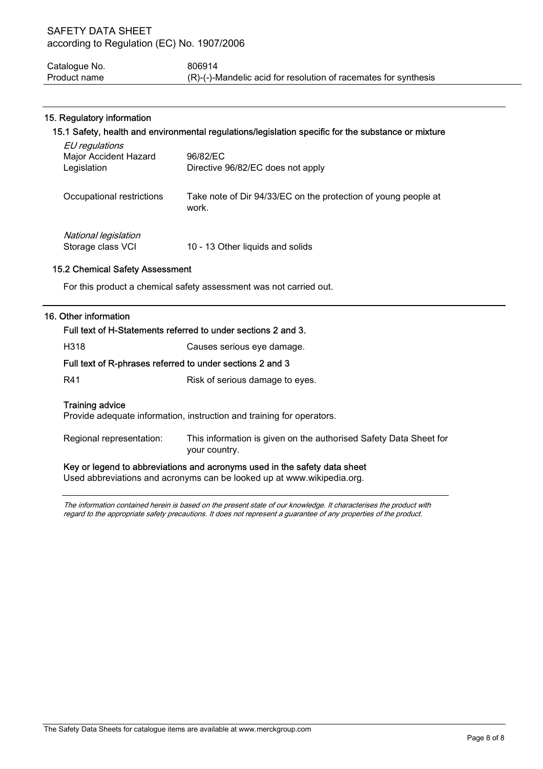## 15. Regulatory information

### 15.1 Safety, health and environmental regulations/legislation specific for the substance or mixture

*EU regulations*

| | |
|---|---|
| Major Accident Hazard Legislation | 96/82/EC<br>Directive 96/82/EC does not apply |
| Occupational restrictions | Take note of Dir 94/33/EC on the protection of young people at work. |

*National legislation*

| | |
|---|---|
| Storage class VCI | 10 - 13 Other liquids and solids |

### 15.2 Chemical Safety Assessment

For this product a chemical safety assessment was not carried out.

## 16. Other information

### Full text of H-Statements referred to under sections 2 and 3.

| | |
|---|---|
| H318 | Causes serious eye damage. |

### Full text of R-phrases referred to under sections 2 and 3

| | |
|---|---|
| R41 | Risk of serious damage to eyes. |

### Training advice

Provide adequate information, instruction and training for operators.

| | |
|---|---|
| Regional representation: | This information is given on the authorised Safety Data Sheet for your country. |

### Key or legend to abbreviations and acronyms used in the safety data sheet

Used abbreviations and acronyms can be looked up at www.wikipedia.org.

*The information contained herein is based on the present state of our knowledge. It characterises the product with regard to the appropriate safety precautions. It does not represent a guarantee of any properties of the product.*